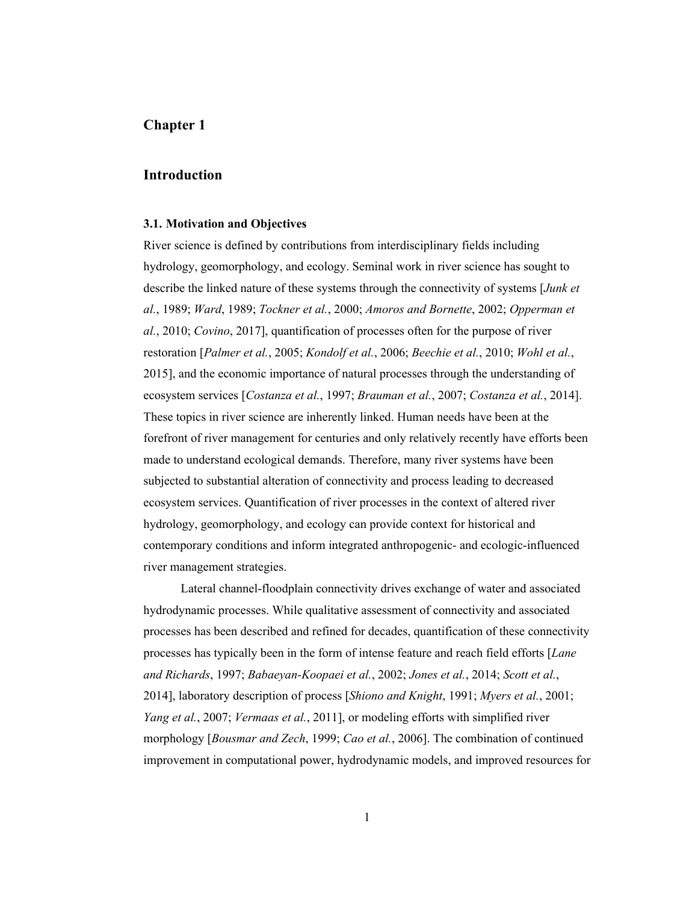# Chapter 1

# Introduction

### 3.1. Motivation and Objectives

River science is defined by contributions from interdisciplinary fields including hydrology, geomorphology, and ecology. Seminal work in river science has sought to describe the linked nature of these systems through the connectivity of systems [*Junk et al.*, 1989; *Ward*, 1989; *Tockner et al.*, 2000; *Amoros and Bornette*, 2002; *Opperman et al.*, 2010; *Covino*, 2017], quantification of processes often for the purpose of river restoration [*Palmer et al.*, 2005; *Kondolf et al.*, 2006; *Beechie et al.*, 2010; *Wohl et al.*, 2015], and the economic importance of natural processes through the understanding of ecosystem services [*Costanza et al.*, 1997; *Brauman et al.*, 2007; *Costanza et al.*, 2014]. These topics in river science are inherently linked. Human needs have been at the forefront of river management for centuries and only relatively recently have efforts been made to understand ecological demands. Therefore, many river systems have been subjected to substantial alteration of connectivity and process leading to decreased ecosystem services. Quantification of river processes in the context of altered river hydrology, geomorphology, and ecology can provide context for historical and contemporary conditions and inform integrated anthropogenic- and ecologic-influenced river management strategies.

Lateral channel-floodplain connectivity drives exchange of water and associated hydrodynamic processes. While qualitative assessment of connectivity and associated processes has been described and refined for decades, quantification of these connectivity processes has typically been in the form of intense feature and reach field efforts [*Lane and Richards*, 1997; *Babaeyan-Koopaei et al.*, 2002; *Jones et al.*, 2014; *Scott et al.*, 2014], laboratory description of process [*Shiono and Knight*, 1991; *Myers et al.*, 2001; *Yang et al.*, 2007; *Vermaas et al.*, 2011], or modeling efforts with simplified river morphology [*Bousmar and Zech*, 1999; *Cao et al.*, 2006]. The combination of continued improvement in computational power, hydrodynamic models, and improved resources for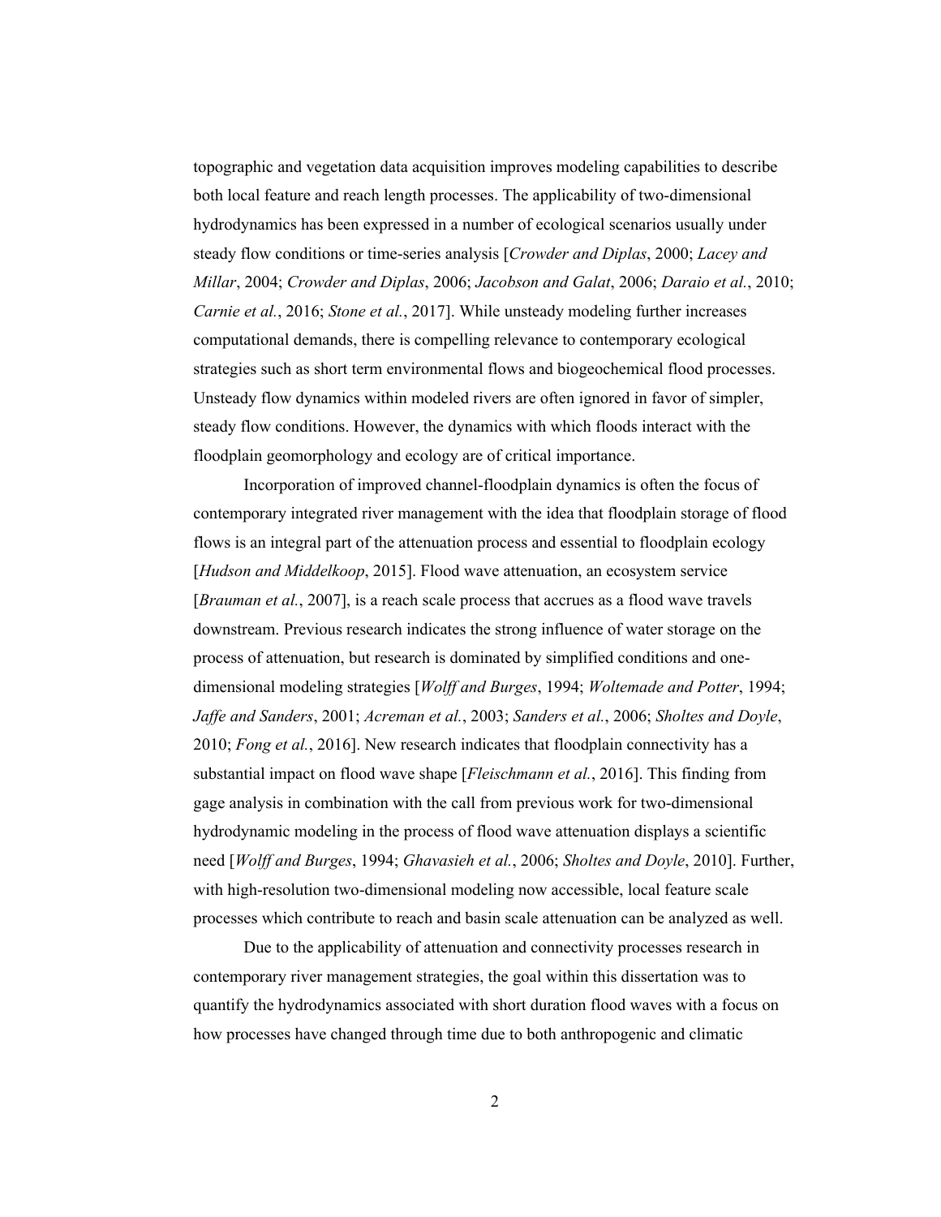topographic and vegetation data acquisition improves modeling capabilities to describe both local feature and reach length processes. The applicability of two-dimensional hydrodynamics has been expressed in a number of ecological scenarios usually under steady flow conditions or time-series analysis [*Crowder and Diplas*, 2000; *Lacey and Millar*, 2004; *Crowder and Diplas*, 2006; *Jacobson and Galat*, 2006; *Daraio et al.*, 2010; *Carnie et al.*, 2016; *Stone et al.*, 2017]. While unsteady modeling further increases computational demands, there is compelling relevance to contemporary ecological strategies such as short term environmental flows and biogeochemical flood processes. Unsteady flow dynamics within modeled rivers are often ignored in favor of simpler, steady flow conditions. However, the dynamics with which floods interact with the floodplain geomorphology and ecology are of critical importance.

Incorporation of improved channel-floodplain dynamics is often the focus of contemporary integrated river management with the idea that floodplain storage of flood flows is an integral part of the attenuation process and essential to floodplain ecology [*Hudson and Middelkoop*, 2015]. Flood wave attenuation, an ecosystem service [*Brauman et al.*, 2007], is a reach scale process that accrues as a flood wave travels downstream. Previous research indicates the strong influence of water storage on the process of attenuation, but research is dominated by simplified conditions and one-dimensional modeling strategies [*Wolff and Burges*, 1994; *Woltemade and Potter*, 1994; *Jaffe and Sanders*, 2001; *Acreman et al.*, 2003; *Sanders et al.*, 2006; *Sholtes and Doyle*, 2010; *Fong et al.*, 2016]. New research indicates that floodplain connectivity has a substantial impact on flood wave shape [*Fleischmann et al.*, 2016]. This finding from gage analysis in combination with the call from previous work for two-dimensional hydrodynamic modeling in the process of flood wave attenuation displays a scientific need [*Wolff and Burges*, 1994; *Ghavasieh et al.*, 2006; *Sholtes and Doyle*, 2010]. Further, with high-resolution two-dimensional modeling now accessible, local feature scale processes which contribute to reach and basin scale attenuation can be analyzed as well.

Due to the applicability of attenuation and connectivity processes research in contemporary river management strategies, the goal within this dissertation was to quantify the hydrodynamics associated with short duration flood waves with a focus on how processes have changed through time due to both anthropogenic and climatic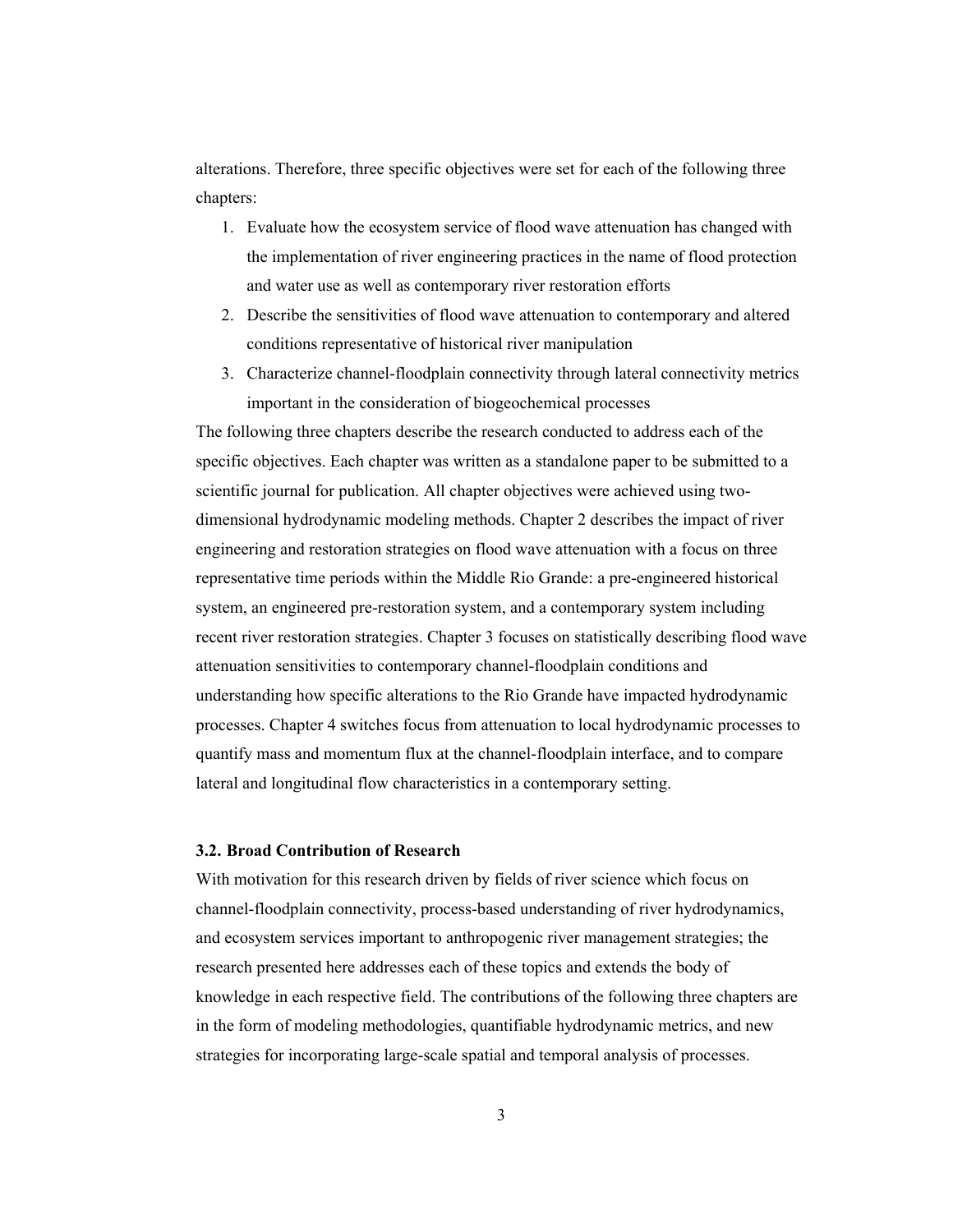alterations. Therefore, three specific objectives were set for each of the following three chapters:

1. Evaluate how the ecosystem service of flood wave attenuation has changed with the implementation of river engineering practices in the name of flood protection and water use as well as contemporary river restoration efforts
2. Describe the sensitivities of flood wave attenuation to contemporary and altered conditions representative of historical river manipulation
3. Characterize channel-floodplain connectivity through lateral connectivity metrics important in the consideration of biogeochemical processes

The following three chapters describe the research conducted to address each of the specific objectives. Each chapter was written as a standalone paper to be submitted to a scientific journal for publication. All chapter objectives were achieved using two-dimensional hydrodynamic modeling methods. Chapter 2 describes the impact of river engineering and restoration strategies on flood wave attenuation with a focus on three representative time periods within the Middle Rio Grande: a pre-engineered historical system, an engineered pre-restoration system, and a contemporary system including recent river restoration strategies. Chapter 3 focuses on statistically describing flood wave attenuation sensitivities to contemporary channel-floodplain conditions and understanding how specific alterations to the Rio Grande have impacted hydrodynamic processes. Chapter 4 switches focus from attenuation to local hydrodynamic processes to quantify mass and momentum flux at the channel-floodplain interface, and to compare lateral and longitudinal flow characteristics in a contemporary setting.

### 3.2. Broad Contribution of Research

With motivation for this research driven by fields of river science which focus on channel-floodplain connectivity, process-based understanding of river hydrodynamics, and ecosystem services important to anthropogenic river management strategies; the research presented here addresses each of these topics and extends the body of knowledge in each respective field. The contributions of the following three chapters are in the form of modeling methodologies, quantifiable hydrodynamic metrics, and new strategies for incorporating large-scale spatial and temporal analysis of processes.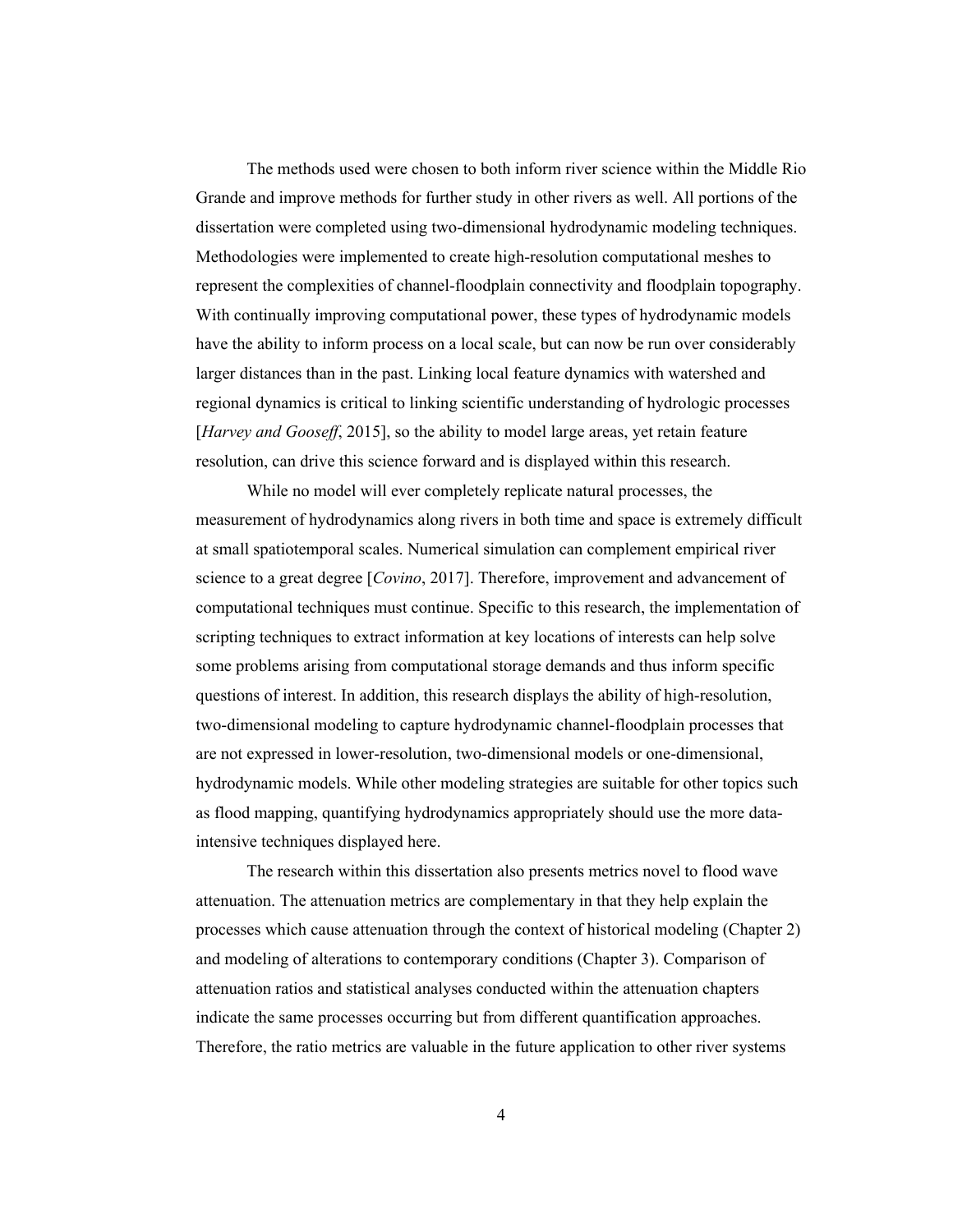The methods used were chosen to both inform river science within the Middle Rio Grande and improve methods for further study in other rivers as well. All portions of the dissertation were completed using two-dimensional hydrodynamic modeling techniques. Methodologies were implemented to create high-resolution computational meshes to represent the complexities of channel-floodplain connectivity and floodplain topography. With continually improving computational power, these types of hydrodynamic models have the ability to inform process on a local scale, but can now be run over considerably larger distances than in the past. Linking local feature dynamics with watershed and regional dynamics is critical to linking scientific understanding of hydrologic processes [*Harvey and Gooseff*, 2015], so the ability to model large areas, yet retain feature resolution, can drive this science forward and is displayed within this research.

While no model will ever completely replicate natural processes, the measurement of hydrodynamics along rivers in both time and space is extremely difficult at small spatiotemporal scales. Numerical simulation can complement empirical river science to a great degree [*Covino*, 2017]. Therefore, improvement and advancement of computational techniques must continue. Specific to this research, the implementation of scripting techniques to extract information at key locations of interests can help solve some problems arising from computational storage demands and thus inform specific questions of interest. In addition, this research displays the ability of high-resolution, two-dimensional modeling to capture hydrodynamic channel-floodplain processes that are not expressed in lower-resolution, two-dimensional models or one-dimensional, hydrodynamic models. While other modeling strategies are suitable for other topics such as flood mapping, quantifying hydrodynamics appropriately should use the more data-intensive techniques displayed here.

The research within this dissertation also presents metrics novel to flood wave attenuation. The attenuation metrics are complementary in that they help explain the processes which cause attenuation through the context of historical modeling (Chapter 2) and modeling of alterations to contemporary conditions (Chapter 3). Comparison of attenuation ratios and statistical analyses conducted within the attenuation chapters indicate the same processes occurring but from different quantification approaches. Therefore, the ratio metrics are valuable in the future application to other river systems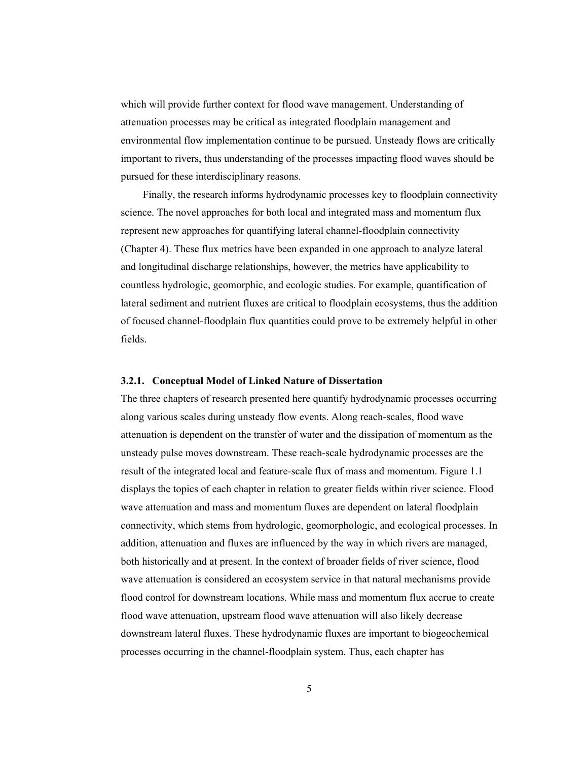which will provide further context for flood wave management. Understanding of attenuation processes may be critical as integrated floodplain management and environmental flow implementation continue to be pursued. Unsteady flows are critically important to rivers, thus understanding of the processes impacting flood waves should be pursued for these interdisciplinary reasons.

Finally, the research informs hydrodynamic processes key to floodplain connectivity science. The novel approaches for both local and integrated mass and momentum flux represent new approaches for quantifying lateral channel-floodplain connectivity (Chapter 4). These flux metrics have been expanded in one approach to analyze lateral and longitudinal discharge relationships, however, the metrics have applicability to countless hydrologic, geomorphic, and ecologic studies. For example, quantification of lateral sediment and nutrient fluxes are critical to floodplain ecosystems, thus the addition of focused channel-floodplain flux quantities could prove to be extremely helpful in other fields.

### 3.2.1. Conceptual Model of Linked Nature of Dissertation

The three chapters of research presented here quantify hydrodynamic processes occurring along various scales during unsteady flow events. Along reach-scales, flood wave attenuation is dependent on the transfer of water and the dissipation of momentum as the unsteady pulse moves downstream. These reach-scale hydrodynamic processes are the result of the integrated local and feature-scale flux of mass and momentum. Figure 1.1 displays the topics of each chapter in relation to greater fields within river science. Flood wave attenuation and mass and momentum fluxes are dependent on lateral floodplain connectivity, which stems from hydrologic, geomorphologic, and ecological processes. In addition, attenuation and fluxes are influenced by the way in which rivers are managed, both historically and at present. In the context of broader fields of river science, flood wave attenuation is considered an ecosystem service in that natural mechanisms provide flood control for downstream locations. While mass and momentum flux accrue to create flood wave attenuation, upstream flood wave attenuation will also likely decrease downstream lateral fluxes. These hydrodynamic fluxes are important to biogeochemical processes occurring in the channel-floodplain system. Thus, each chapter has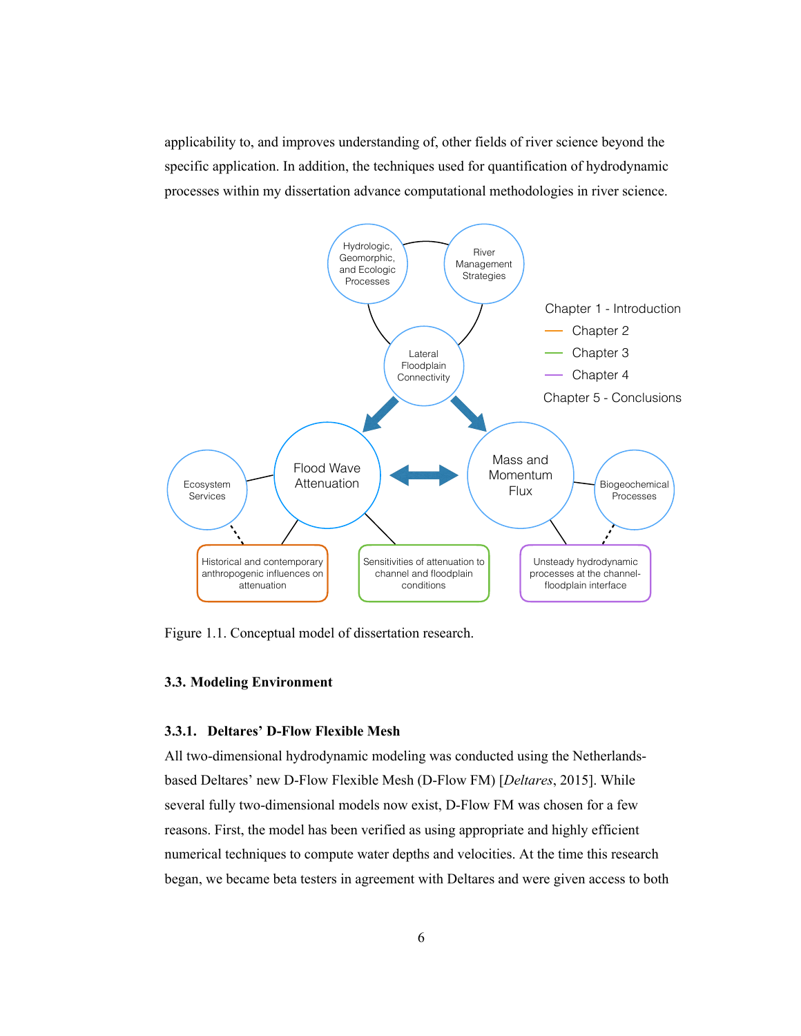applicability to, and improves understanding of, other fields of river science beyond the specific application. In addition, the techniques used for quantification of hydrodynamic processes within my dissertation advance computational methodologies in river science.

Figure 1.1. Conceptual model of dissertation research.

### 3.3. Modeling Environment

#### 3.3.1. Deltares' D-Flow Flexible Mesh

All two-dimensional hydrodynamic modeling was conducted using the Netherlands-based Deltares' new D-Flow Flexible Mesh (D-Flow FM) [*Deltares*, 2015]. While several fully two-dimensional models now exist, D-Flow FM was chosen for a few reasons. First, the model has been verified as using appropriate and highly efficient numerical techniques to compute water depths and velocities. At the time this research began, we became beta testers in agreement with Deltares and were given access to both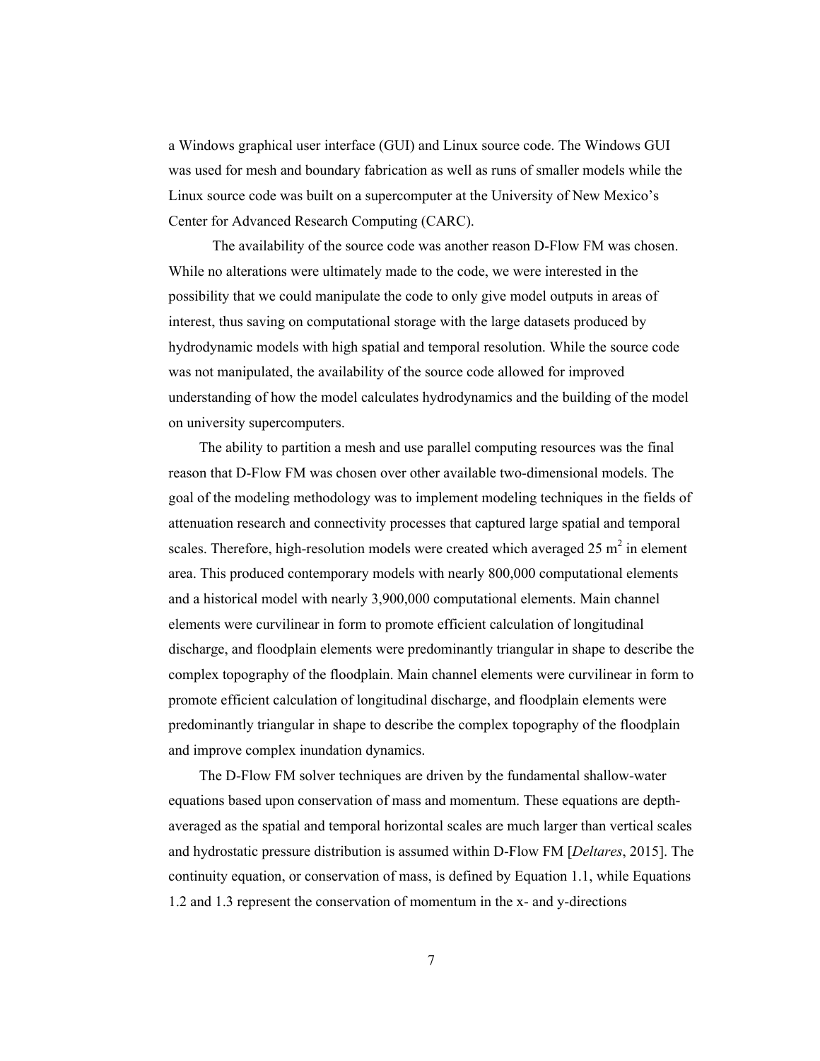a Windows graphical user interface (GUI) and Linux source code. The Windows GUI was used for mesh and boundary fabrication as well as runs of smaller models while the Linux source code was built on a supercomputer at the University of New Mexico's Center for Advanced Research Computing (CARC).

The availability of the source code was another reason D-Flow FM was chosen. While no alterations were ultimately made to the code, we were interested in the possibility that we could manipulate the code to only give model outputs in areas of interest, thus saving on computational storage with the large datasets produced by hydrodynamic models with high spatial and temporal resolution. While the source code was not manipulated, the availability of the source code allowed for improved understanding of how the model calculates hydrodynamics and the building of the model on university supercomputers.

The ability to partition a mesh and use parallel computing resources was the final reason that D-Flow FM was chosen over other available two-dimensional models. The goal of the modeling methodology was to implement modeling techniques in the fields of attenuation research and connectivity processes that captured large spatial and temporal scales. Therefore, high-resolution models were created which averaged 25 $m^2$ in element area. This produced contemporary models with nearly 800,000 computational elements and a historical model with nearly 3,900,000 computational elements. Main channel elements were curvilinear in form to promote efficient calculation of longitudinal discharge, and floodplain elements were predominantly triangular in shape to describe the complex topography of the floodplain. Main channel elements were curvilinear in form to promote efficient calculation of longitudinal discharge, and floodplain elements were predominantly triangular in shape to describe the complex topography of the floodplain and improve complex inundation dynamics.

The D-Flow FM solver techniques are driven by the fundamental shallow-water equations based upon conservation of mass and momentum. These equations are depth-averaged as the spatial and temporal horizontal scales are much larger than vertical scales and hydrostatic pressure distribution is assumed within D-Flow FM [*Deltares*, 2015]. The continuity equation, or conservation of mass, is defined by Equation 1.1, while Equations 1.2 and 1.3 represent the conservation of momentum in the x- and y-directions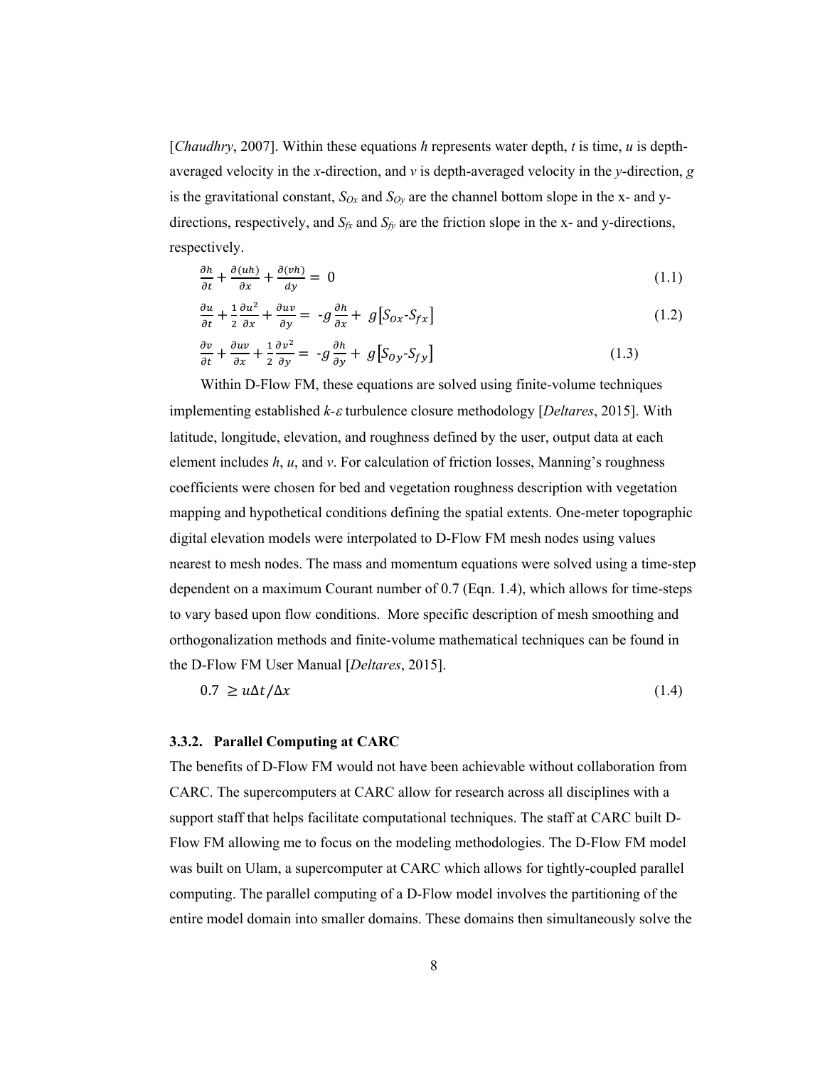[*Chaudhry*, 2007]. Within these equations $h$ represents water depth, $t$ is time, $u$ is depth-averaged velocity in the $x$-direction, and $v$ is depth-averaged velocity in the $y$-direction, $g$ is the gravitational constant, $S_{Ox}$ and $S_{Oy}$ are the channel bottom slope in the x- and y-directions, respectively, and $S_{fx}$ and $S_{fy}$ are the friction slope in the x- and y-directions, respectively.

$$\frac{\partial h}{\partial t} + \frac{\partial (uh)}{\partial x} + \frac{\partial (vh)}{dy} = 0 \tag{1.1}$$

$$\frac{\partial u}{\partial t} + \frac{1}{2}\frac{\partial u^2}{\partial x} + \frac{\partial uv}{\partial y} = -g\frac{\partial h}{\partial x} + g\left[S_{Ox} - S_{fx}\right] \tag{1.2}$$

$$\frac{\partial v}{\partial t} + \frac{\partial uv}{\partial x} + \frac{1}{2}\frac{\partial v^2}{\partial y} = -g\frac{\partial h}{\partial y} + g\left[S_{Oy} - S_{fy}\right] \tag{1.3}$$

Within D-Flow FM, these equations are solved using finite-volume techniques implementing established $k$-$\varepsilon$ turbulence closure methodology [*Deltares*, 2015]. With latitude, longitude, elevation, and roughness defined by the user, output data at each element includes $h$, $u$, and $v$. For calculation of friction losses, Manning's roughness coefficients were chosen for bed and vegetation roughness description with vegetation mapping and hypothetical conditions defining the spatial extents. One-meter topographic digital elevation models were interpolated to D-Flow FM mesh nodes using values nearest to mesh nodes. The mass and momentum equations were solved using a time-step dependent on a maximum Courant number of 0.7 (Eqn. 1.4), which allows for time-steps to vary based upon flow conditions. More specific description of mesh smoothing and orthogonalization methods and finite-volume mathematical techniques can be found in the D-Flow FM User Manual [*Deltares*, 2015].

$$0.7 \geq u\Delta t / \Delta x \tag{1.4}$$

### 3.3.2. Parallel Computing at CARC

The benefits of D-Flow FM would not have been achievable without collaboration from CARC. The supercomputers at CARC allow for research across all disciplines with a support staff that helps facilitate computational techniques. The staff at CARC built D-Flow FM allowing me to focus on the modeling methodologies. The D-Flow FM model was built on Ulam, a supercomputer at CARC which allows for tightly-coupled parallel computing. The parallel computing of a D-Flow model involves the partitioning of the entire model domain into smaller domains. These domains then simultaneously solve the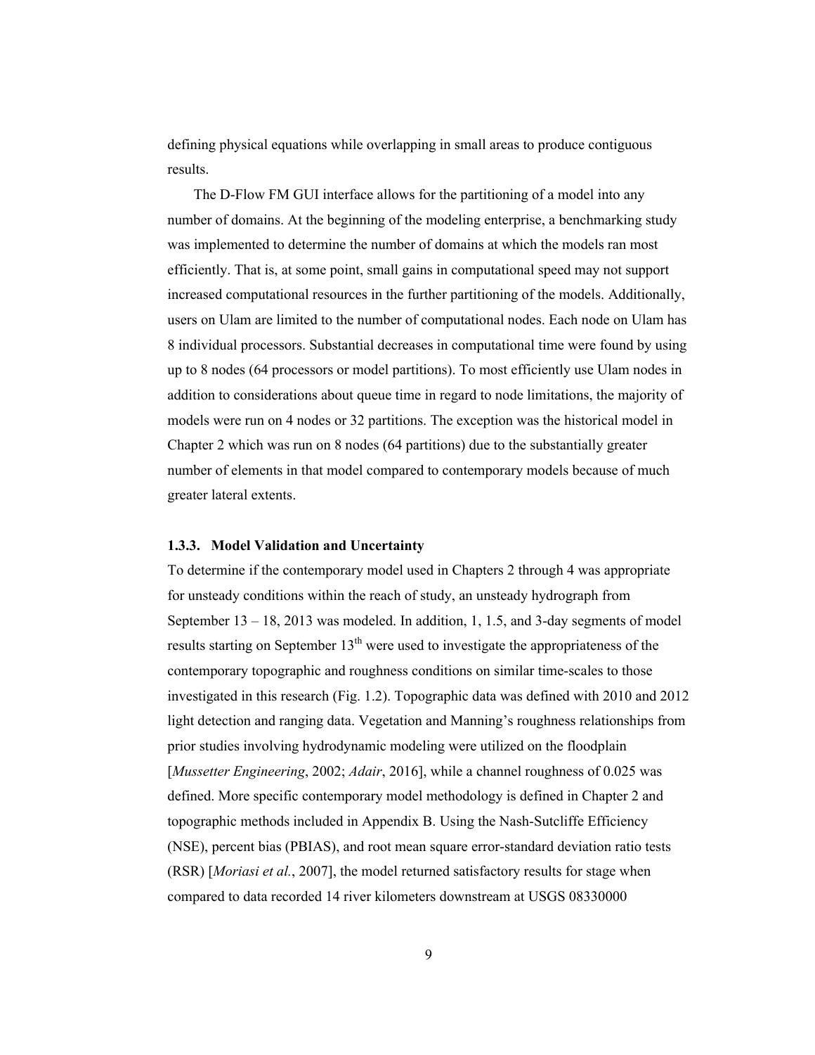defining physical equations while overlapping in small areas to produce contiguous results.

The D-Flow FM GUI interface allows for the partitioning of a model into any number of domains. At the beginning of the modeling enterprise, a benchmarking study was implemented to determine the number of domains at which the models ran most efficiently. That is, at some point, small gains in computational speed may not support increased computational resources in the further partitioning of the models. Additionally, users on Ulam are limited to the number of computational nodes. Each node on Ulam has 8 individual processors. Substantial decreases in computational time were found by using up to 8 nodes (64 processors or model partitions). To most efficiently use Ulam nodes in addition to considerations about queue time in regard to node limitations, the majority of models were run on 4 nodes or 32 partitions. The exception was the historical model in Chapter 2 which was run on 8 nodes (64 partitions) due to the substantially greater number of elements in that model compared to contemporary models because of much greater lateral extents.

### 1.3.3. Model Validation and Uncertainty

To determine if the contemporary model used in Chapters 2 through 4 was appropriate for unsteady conditions within the reach of study, an unsteady hydrograph from September 13 – 18, 2013 was modeled. In addition, 1, 1.5, and 3-day segments of model results starting on September 13th were used to investigate the appropriateness of the contemporary topographic and roughness conditions on similar time-scales to those investigated in this research (Fig. 1.2). Topographic data was defined with 2010 and 2012 light detection and ranging data. Vegetation and Manning's roughness relationships from prior studies involving hydrodynamic modeling were utilized on the floodplain [*Mussetter Engineering*, 2002; *Adair*, 2016], while a channel roughness of 0.025 was defined. More specific contemporary model methodology is defined in Chapter 2 and topographic methods included in Appendix B. Using the Nash-Sutcliffe Efficiency (NSE), percent bias (PBIAS), and root mean square error-standard deviation ratio tests (RSR) [*Moriasi et al.*, 2007], the model returned satisfactory results for stage when compared to data recorded 14 river kilometers downstream at USGS 08330000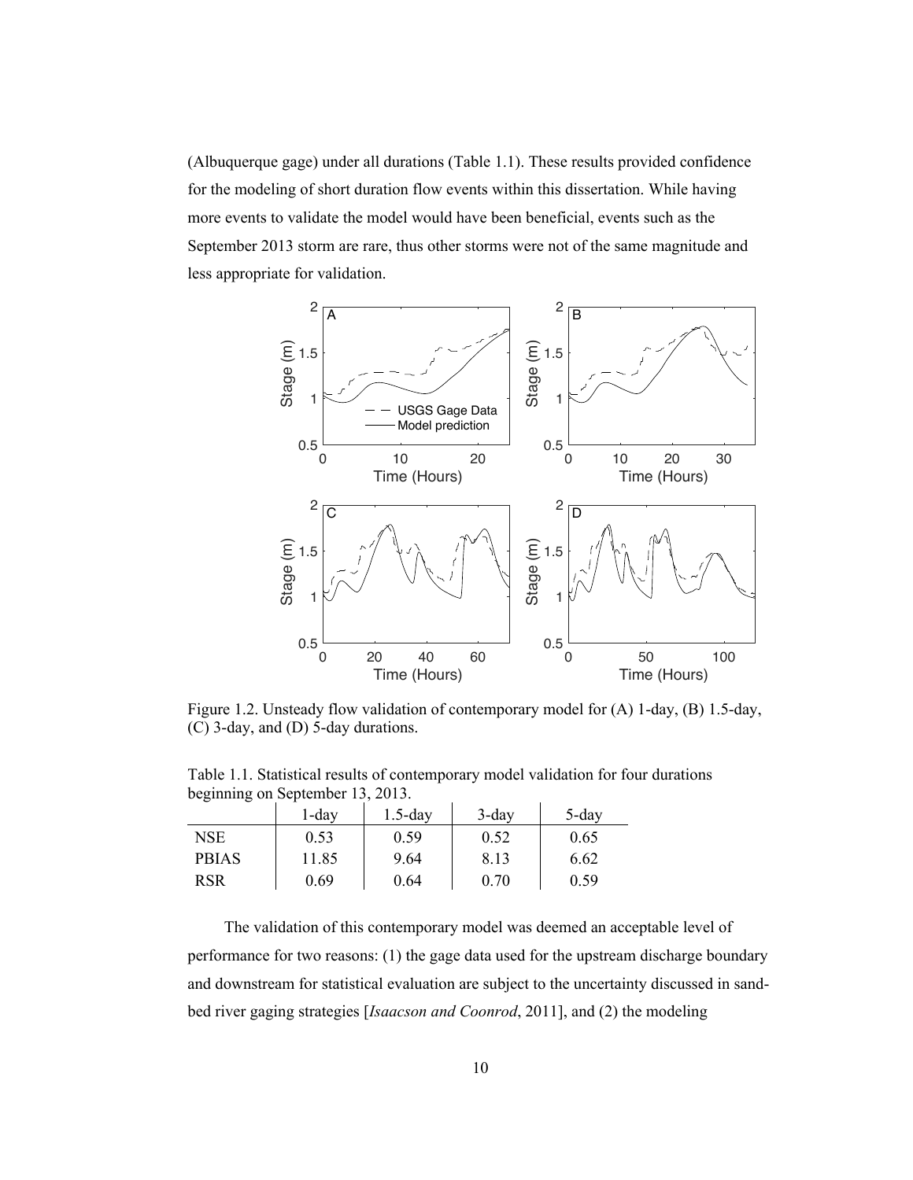(Albuquerque gage) under all durations (Table 1.1). These results provided confidence for the modeling of short duration flow events within this dissertation. While having more events to validate the model would have been beneficial, events such as the September 2013 storm are rare, thus other storms were not of the same magnitude and less appropriate for validation.

Figure 1.2. Unsteady flow validation of contemporary model for (A) 1-day, (B) 1.5-day, (C) 3-day, and (D) 5-day durations.

Table 1.1. Statistical results of contemporary model validation for four durations beginning on September 13, 2013.

| | 1-day | 1.5-day | 3-day | 5-day |
|---|---|---|---|---|
| NSE | 0.53 | 0.59 | 0.52 | 0.65 |
| PBIAS | 11.85 | 9.64 | 8.13 | 6.62 |
| RSR | 0.69 | 0.64 | 0.70 | 0.59 |

The validation of this contemporary model was deemed an acceptable level of performance for two reasons: (1) the gage data used for the upstream discharge boundary and downstream for statistical evaluation are subject to the uncertainty discussed in sand-bed river gaging strategies [*Isaacson and Coonrod*, 2011], and (2) the modeling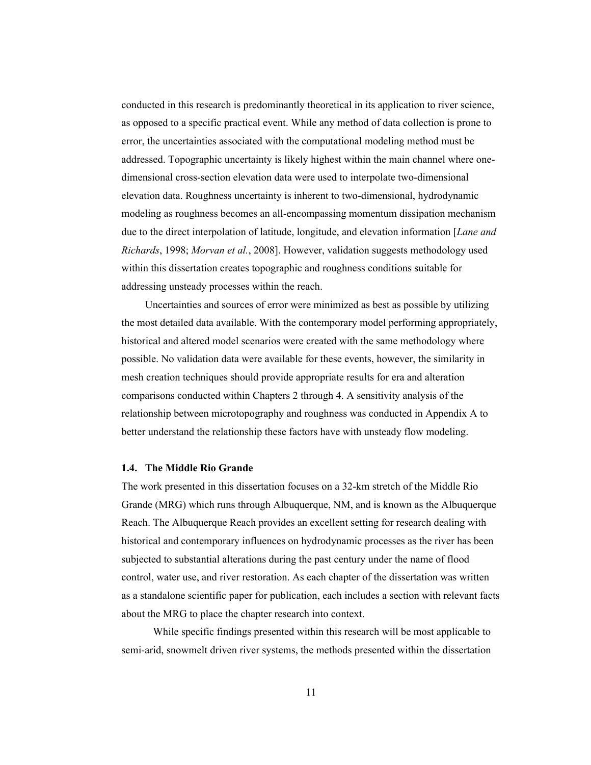conducted in this research is predominantly theoretical in its application to river science, as opposed to a specific practical event. While any method of data collection is prone to error, the uncertainties associated with the computational modeling method must be addressed. Topographic uncertainty is likely highest within the main channel where one-dimensional cross-section elevation data were used to interpolate two-dimensional elevation data. Roughness uncertainty is inherent to two-dimensional, hydrodynamic modeling as roughness becomes an all-encompassing momentum dissipation mechanism due to the direct interpolation of latitude, longitude, and elevation information [*Lane and Richards*, 1998; *Morvan et al.*, 2008]. However, validation suggests methodology used within this dissertation creates topographic and roughness conditions suitable for addressing unsteady processes within the reach.

Uncertainties and sources of error were minimized as best as possible by utilizing the most detailed data available. With the contemporary model performing appropriately, historical and altered model scenarios were created with the same methodology where possible. No validation data were available for these events, however, the similarity in mesh creation techniques should provide appropriate results for era and alteration comparisons conducted within Chapters 2 through 4. A sensitivity analysis of the relationship between microtopography and roughness was conducted in Appendix A to better understand the relationship these factors have with unsteady flow modeling.

### 1.4. The Middle Rio Grande

The work presented in this dissertation focuses on a 32-km stretch of the Middle Rio Grande (MRG) which runs through Albuquerque, NM, and is known as the Albuquerque Reach. The Albuquerque Reach provides an excellent setting for research dealing with historical and contemporary influences on hydrodynamic processes as the river has been subjected to substantial alterations during the past century under the name of flood control, water use, and river restoration. As each chapter of the dissertation was written as a standalone scientific paper for publication, each includes a section with relevant facts about the MRG to place the chapter research into context.

While specific findings presented within this research will be most applicable to semi-arid, snowmelt driven river systems, the methods presented within the dissertation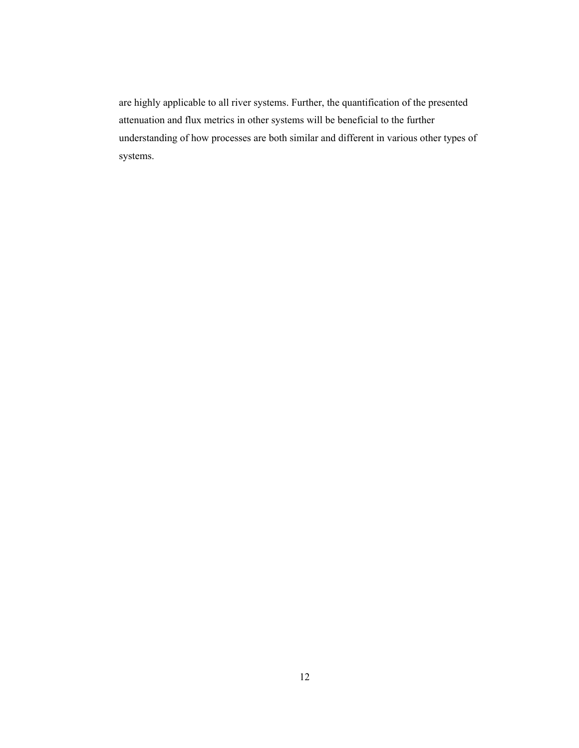are highly applicable to all river systems. Further, the quantification of the presented attenuation and flux metrics in other systems will be beneficial to the further understanding of how processes are both similar and different in various other types of systems.